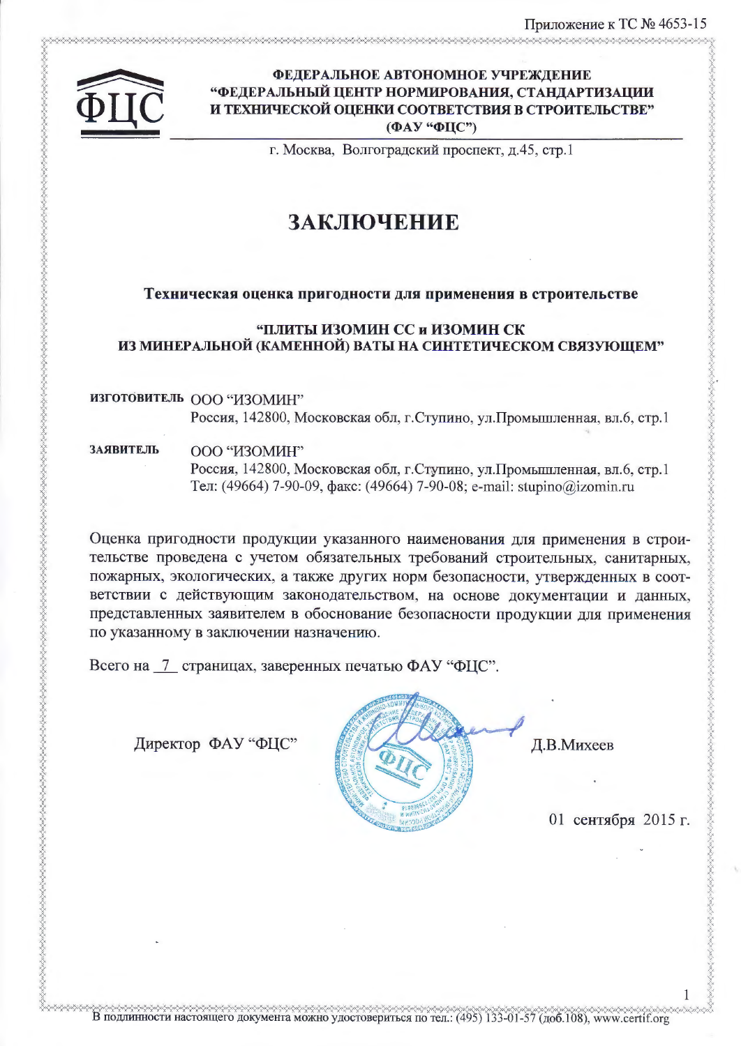Приложение к ТС № 4653-15

**ФЕДЕРАЛЬНОЕ АВТОНОМНОЕ УЧРЕЖДЕНИЕ**
**"ФЕДЕРАЛЬНЫЙ ЦЕНТР НОРМИРОВАНИЯ, СТАНДАРТИЗАЦИИ И ТЕХНИЧЕСКОЙ ОЦЕНКИ СООТВЕТСТВИЯ В СТРОИТЕЛЬСТВЕ"**
**(ФАУ "ФЦС")**

г. Москва, Волгоградский проспект, д.45, стр.1

# ЗАКЛЮЧЕНИЕ

**Техническая оценка пригодности для применения в строительстве**

**"ПЛИТЫ ИЗОМИН СС и ИЗОМИН СК ИЗ МИНЕРАЛЬНОЙ (КАМЕННОЙ) ВАТЫ НА СИНТЕТИЧЕСКОМ СВЯЗУЮЩЕМ"**

**ИЗГОТОВИТЕЛЬ** ООО "ИЗОМИН"
Россия, 142800, Московская обл, г.Ступино, ул.Промышленная, вл.6, стр.1

**ЗАЯВИТЕЛЬ** ООО "ИЗОМИН"
Россия, 142800, Московская обл, г.Ступино, ул.Промышленная, вл.6, стр.1
Тел: (49664) 7-90-09, факс: (49664) 7-90-08; e-mail: stupino@izomin.ru

Оценка пригодности продукции указанного наименования для применения в строительстве проведена с учетом обязательных требований строительных, санитарных, пожарных, экологических, а также других норм безопасности, утвержденных в соответствии с действующим законодательством, на основе документации и данных, представленных заявителем в обоснование безопасности продукции для применения по указанному в заключении назначению.

Всего на 7 страницах, заверенных печатью ФАУ "ФЦС".

Директор ФАУ "ФЦС" Д.В.Михеев

01 сентября 2015 г.

В подлинности настоящего документа можно удостовериться по тел.: (495) 133-01-57 (доб.108), www.certif.org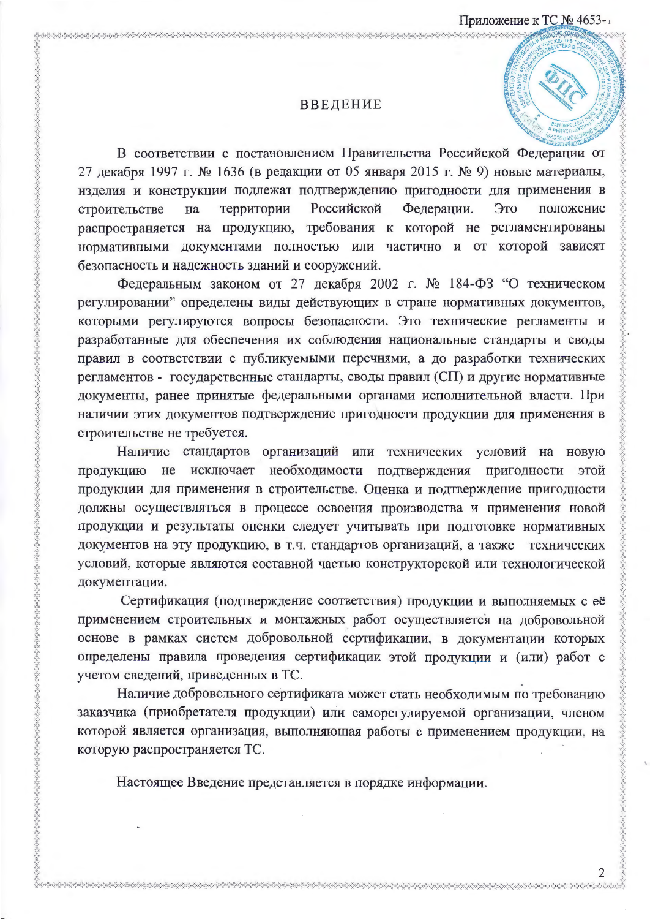# ВВЕДЕНИЕ

В соответствии с постановлением Правительства Российской Федерации от 27 декабря 1997 г. № 1636 (в редакции от 05 января 2015 г. № 9) новые материалы, изделия и конструкции подлежат подтверждению пригодности для применения в строительстве на территории Российской Федерации. Это положение распространяется на продукцию, требования к которой не регламентированы нормативными документами полностью или частично и от которой зависят безопасность и надежность зданий и сооружений.

Федеральным законом от 27 декабря 2002 г. № 184-ФЗ "О техническом регулировании" определены виды действующих в стране нормативных документов, которыми регулируются вопросы безопасности. Это технические регламенты и разработанные для обеспечения их соблюдения национальные стандарты и своды правил в соответствии с публикуемыми перечнями, а до разработки технических регламентов - государственные стандарты, своды правил (СП) и другие нормативные документы, ранее принятые федеральными органами исполнительной власти. При наличии этих документов подтверждение пригодности продукции для применения в строительстве не требуется.

Наличие стандартов организаций или технических условий на новую продукцию не исключает необходимости подтверждения пригодности этой продукции для применения в строительстве. Оценка и подтверждение пригодности должны осуществляться в процессе освоения производства и применения новой продукции и результаты оценки следует учитывать при подготовке нормативных документов на эту продукцию, в т.ч. стандартов организаций, а также технических условий, которые являются составной частью конструкторской или технологической документации.

Сертификация (подтверждение соответствия) продукции и выполняемых с её применением строительных и монтажных работ осуществляется на добровольной основе в рамках систем добровольной сертификации, в документации которых определены правила проведения сертификации этой продукции и (или) работ с учетом сведений, приведенных в ТС.

Наличие добровольного сертификата может стать необходимым по требованию заказчика (приобретателя продукции) или саморегулируемой организации, членом которой является организация, выполняющая работы с применением продукции, на которую распространяется ТС.

Настоящее Введение представляется в порядке информации.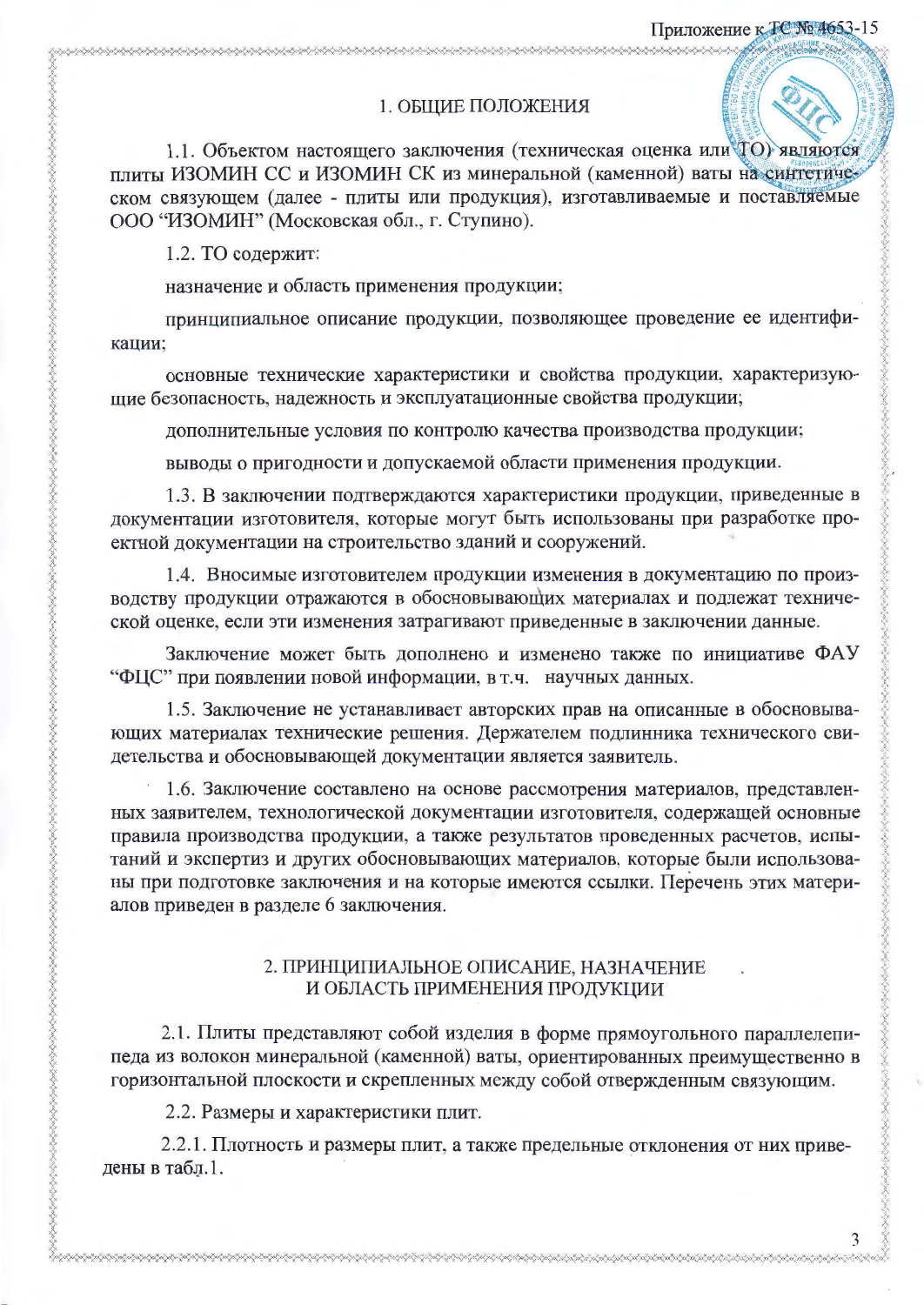## 1. ОБЩИЕ ПОЛОЖЕНИЯ

1.1. Объектом настоящего заключения (техническая оценка или ТО) являются плиты ИЗОМИН СС и ИЗОМИН СК из минеральной (каменной) ваты на синтетическом связующем (далее - плиты или продукция), изготавливаемые и поставляемые ООО "ИЗОМИН" (Московская обл., г. Ступино).

1.2. ТО содержит:

назначение и область применения продукции;

принципиальное описание продукции, позволяющее проведение ее идентификации;

основные технические характеристики и свойства продукции, характеризующие безопасность, надежность и эксплуатационные свойства продукции;

дополнительные условия по контролю качества производства продукции;

выводы о пригодности и допускаемой области применения продукции.

1.3. В заключении подтверждаются характеристики продукции, приведенные в документации изготовителя, которые могут быть использованы при разработке проектной документации на строительство зданий и сооружений.

1.4. Вносимые изготовителем продукции изменения в документацию по производству продукции отражаются в обосновывающих материалах и подлежат технической оценке, если эти изменения затрагивают приведенные в заключении данные.

Заключение может быть дополнено и изменено также по инициативе ФАУ "ФЦС" при появлении новой информации, в т.ч. научных данных.

1.5. Заключение не устанавливаст авторских прав на описанные в обосновывающих материалах технические решения. Держателем подлинника технического свидетельства и обосновывающей документации является заявитель.

1.6. Заключение составлено на основе рассмотрения материалов, представленных заявителем, технологической документации изготовителя, содержащей основные правила производства продукции, а также результатов проведенных расчетов, испытаний и экспертиз и других обосновывающих материалов, которые были использованы при подготовке заключения и на которые имеются ссылки. Перечень этих материалов приведен в разделе 6 заключения.

## 2. ПРИНЦИПИАЛЬНОЕ ОПИСАНИЕ, НАЗНАЧЕНИЕ И ОБЛАСТЬ ПРИМЕНЕНИЯ ПРОДУКЦИИ

2.1. Плиты представляют собой изделия в форме прямоугольного параллелепипеда из волокон минеральной (каменной) ваты, ориентированных преимущественно в горизонтальной плоскости и скрепленных между собой отвержденным связующим.

2.2. Размеры и характеристики плит.

2.2.1. Плотность и размеры плит, а также предельные отклонения от них приведены в табл.1.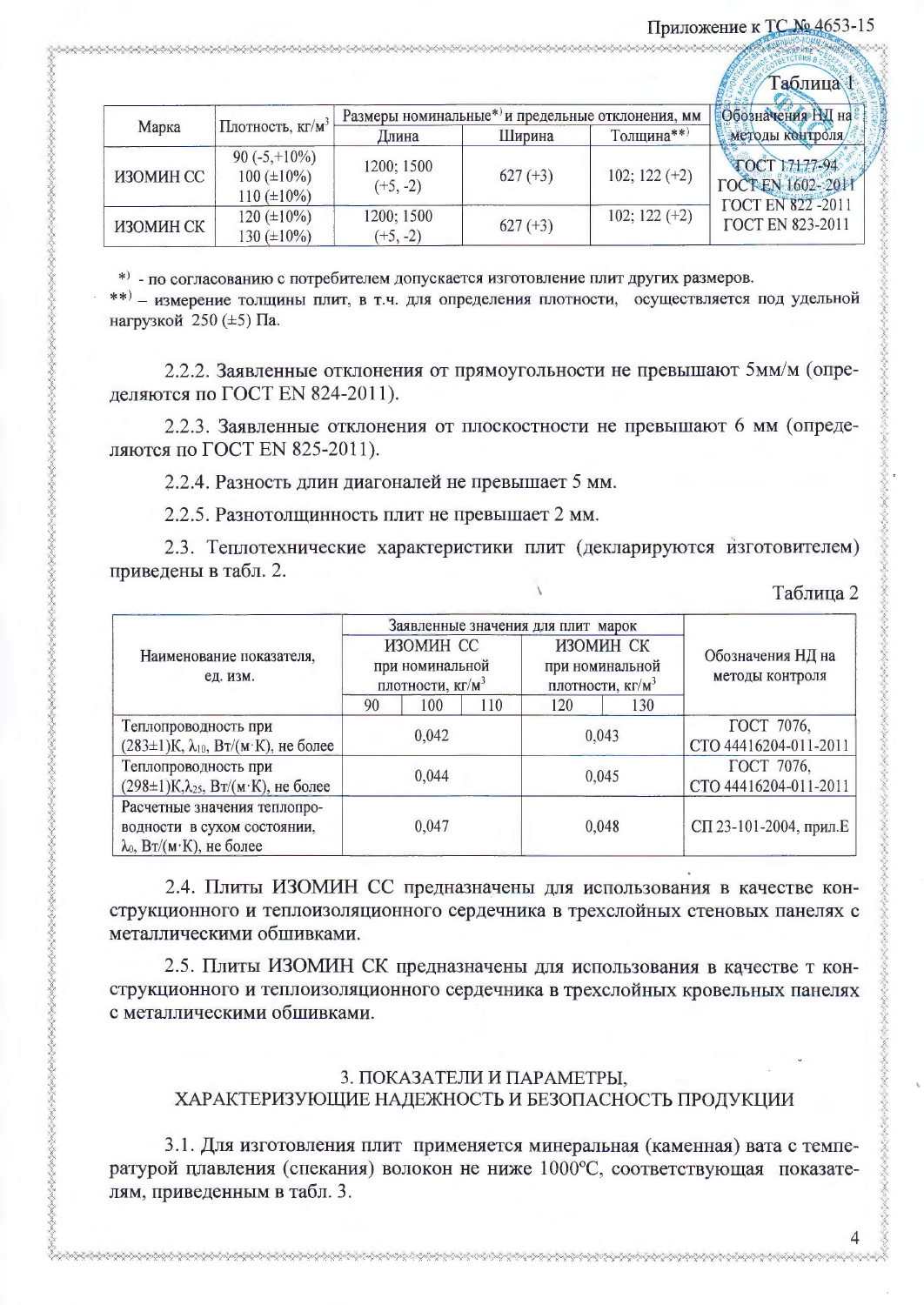Таблица 1

| Марка | Плотность, кг/м$^3$ | Размеры номинальные*) и предельные отклонения, мм | | | Обозначения НД на методы контроля |
|---|---|---|---|---|---|
| | | Длина | Ширина | Толщина**) | |
| ИЗОМИН СС | 90 (-5,+10%)<br>100 (±10%)<br>110 (±10%) | 1200; 1500<br>(+5, -2) | 627 (+3) | 102; 122 (+2) | ГОСТ 17177-94<br>ГОСТ EN 1602-2011<br>ГОСТ EN 822 -2011<br>ГОСТ EN 823-2011 |
| ИЗОМИН СК | 120 (±10%)<br>130 (±10%) | 1200; 1500<br>(+5, -2) | 627 (+3) | 102; 122 (+2) | |

*) - по согласованию с потребителем допускается изготовление плит других размеров.

**) – измерение толщины плит, в т.ч. для определения плотности, осуществляется под удельной нагрузкой 250 (±5) Па.

2.2.2. Заявленные отклонения от прямоугольности не превышают 5мм/м (определяются по ГОСТ EN 824-2011).

2.2.3. Заявленные отклонения от плоскостности не превышают 6 мм (определяются по ГОСТ EN 825-2011).

2.2.4. Разность длин диагоналей не превышает 5 мм.

2.2.5. Разнотолщинность плит не превышает 2 мм.

2.3. Теплотехнические характеристики плит (декларируются изготовителем) приведены в табл. 2.

Таблица 2

| Наименование показателя, ед. изм. | Заявленные значения для плит марок | | | | | Обозначения НД на методы контроля |
|---|---|---|---|---|---|---|
| | ИЗОМИН СС при номинальной плотности, кг/м$^3$ | | | ИЗОМИН СК при номинальной плотности, кг/м$^3$ | | |
| | 90 | 100 | 110 | 120 | 130 | |
| Теплопроводность при (283±1)К, $\lambda_{10}$, Вт/(м·К), не более | 0,042 | | | 0,043 | | ГОСТ 7076, СТО 44416204-011-2011 |
| Теплопроводность при (298±1)К, $\lambda_{25}$, Вт/(м·К), не более | 0,044 | | | 0,045 | | ГОСТ 7076, СТО 44416204-011-2011 |
| Расчетные значения теплопроводности в сухом состоянии, $\lambda_0$, Вт/(м·К), не более | 0,047 | | | 0,048 | | СП 23-101-2004, прил.Е |

2.4. Плиты ИЗОМИН СС предназначены для использования в качестве конструкционного и теплоизоляционного сердечника в трехслойных стеновых панелях с металлическими обшивками.

2.5. Плиты ИЗОМИН СК предназначены для использования в качестве т конструкционного и теплоизоляционного сердечника в трехслойных кровельных панелях с металлическими обшивками.

## 3. ПОКАЗАТЕЛИ И ПАРАМЕТРЫ, ХАРАКТЕРИЗУЮЩИЕ НАДЕЖНОСТЬ И БЕЗОПАСНОСТЬ ПРОДУКЦИИ

3.1. Для изготовления плит применяется минеральная (каменная) вата с температурой плавления (спекания) волокон не ниже 1000°С, соответствующая показателям, приведенным в табл. 3.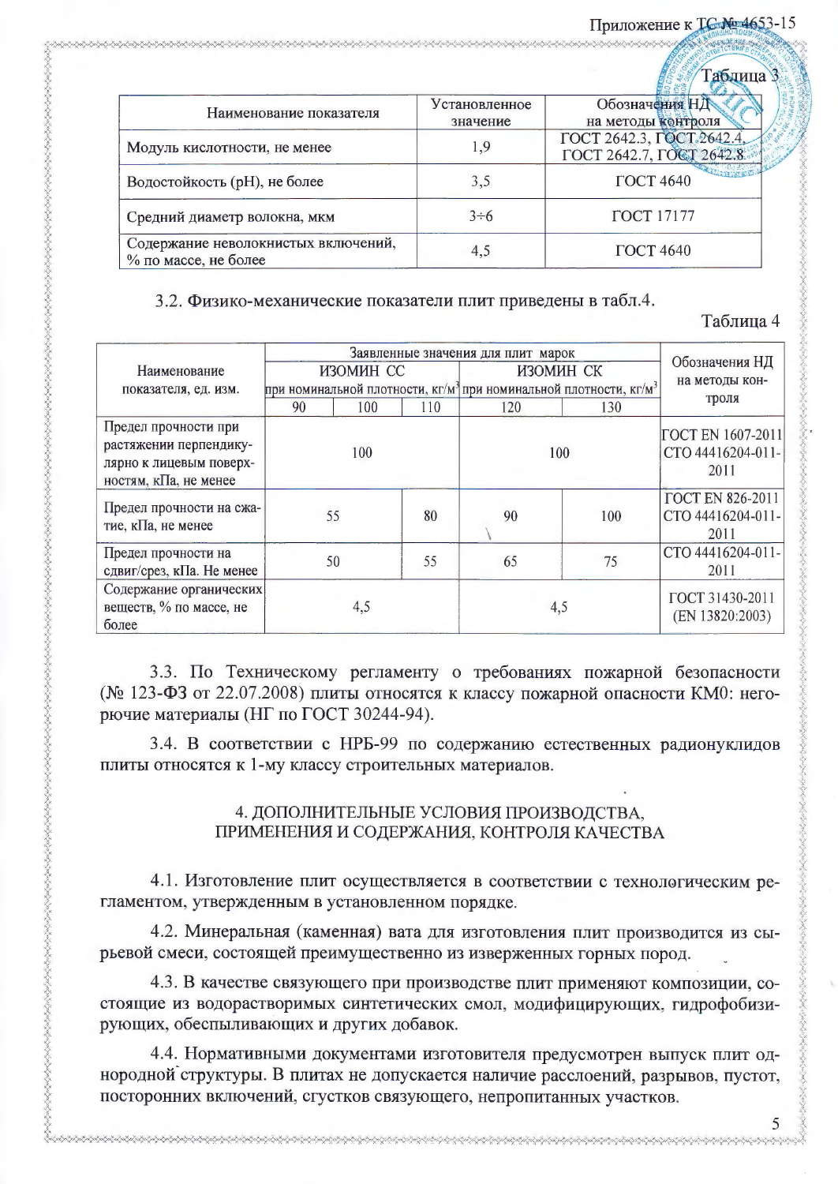Таблица 3

| Наименование показателя | Установленное значение | Обозначения НД на методы контроля |
|---|---|---|
| Модуль кислотности, не менее | 1,9 | ГОСТ 2642.3, ГОСТ 2642.4, ГОСТ 2642.7, ГОСТ 2642.8 |
| Водостойкость (pH), не более | 3,5 | ГОСТ 4640 |
| Средний диаметр волокна, мкм | 3÷6 | ГОСТ 17177 |
| Содержание неволокнистых включений, % по массе, не более | 4,5 | ГОСТ 4640 |

3.2. Физико-механические показатели плит приведены в табл.4.

Таблица 4

| Наименование показателя, ед. изм. | Заявленные значения для плит марок | | | | | Обозначения НД на методы контроля |
|---|---|---|---|---|---|---|
| | ИЗОМИН СС при номинальной плотности, кг/м³ | | | ИЗОМИН СК при номинальной плотности, кг/м³ | | |
| | 90 | 100 | 110 | 120 | 130 | |
| Предел прочности при растяжении перпендикулярно к лицевым поверхностям, кПа, не менее | 100 | | | 100 | | ГОСТ EN 1607-2011 СТО 44416204-011-2011 |
| Предел прочности на сжатие, кПа, не менее | 55 | | 80 | 90 | 100 | ГОСТ EN 826-2011 СТО 44416204-011-2011 |
| Предел прочности на сдвиг/срез, кПа. Не менее | 50 | | 55 | 65 | 75 | СТО 44416204-011-2011 |
| Содержание органических веществ, % по массе, не более | 4,5 | | | 4,5 | | ГОСТ 31430-2011 (EN 13820:2003) |

3.3. По Техническому регламенту о требованиях пожарной безопасности (№ 123-ФЗ от 22.07.2008) плиты относятся к классу пожарной опасности КМ0: негорючие материалы (НГ по ГОСТ 30244-94).

3.4. В соответствии с НРБ-99 по содержанию естественных радионуклидов плиты относятся к 1-му классу строительных материалов.

## 4. ДОПОЛНИТЕЛЬНЫЕ УСЛОВИЯ ПРОИЗВОДСТВА, ПРИМЕНЕНИЯ И СОДЕРЖАНИЯ, КОНТРОЛЯ КАЧЕСТВА

4.1. Изготовление плит осуществляется в соответствии с технологическим регламентом, утвержденным в установленном порядке.

4.2. Минеральная (каменная) вата для изготовления плит производится из сырьевой смеси, состоящей преимущественно из изверженных горных пород.

4.3. В качестве связующего при производстве плит применяют композиции, состоящие из водорастворимых синтетических смол, модифицирующих, гидрофобизирующих, обеспыливающих и других добавок.

4.4. Нормативными документами изготовителя предусмотрен выпуск плит однородной структуры. В плитах не допускается наличие расслоений, разрывов, пустот, посторонних включений, сгустков связующего, непропитанных участков.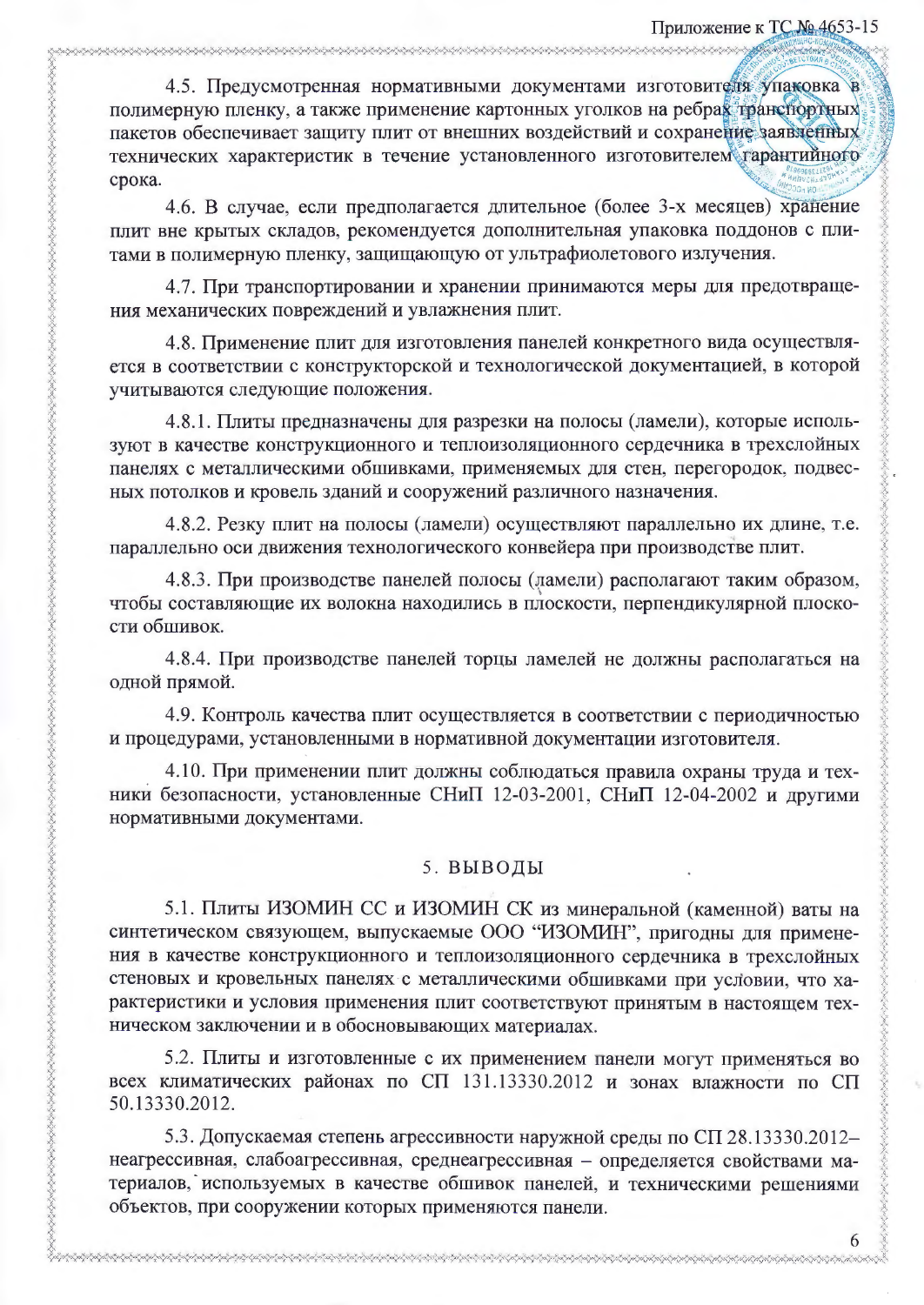4.5. Предусмотренная нормативными документами изготовителя упаковка в полимерную пленку, а также применение картонных уголков на ребрах транспортных пакетов обеспечивает защиту плит от внешних воздействий и сохранение заявленных технических характеристик в течение установленного изготовителем гарантийного срока.

4.6. В случае, если предполагается длительное (более 3-х месяцев) хранение плит вне крытых складов, рекомендуется дополнительная упаковка поддонов с плитами в полимерную пленку, защищающую от ультрафиолетового излучения.

4.7. При транспортировании и хранении принимаются меры для предотвращения механических повреждений и увлажнения плит.

4.8. Применение плит для изготовления панелей конкретного вида осуществляется в соответствии с конструкторской и технологической документацией, в которой учитываются следующие положения.

4.8.1. Плиты предназначены для разрезки на полосы (ламели), которые используют в качестве конструкционного и теплоизоляционного сердечника в трехслойных панелях с металлическими обшивками, применяемых для стен, перегородок, подвесных потолков и кровель зданий и сооружений различного назначения.

4.8.2. Резку плит на полосы (ламели) осуществляют параллельно их длине, т.е. параллельно оси движения технологического конвейера при производстве плит.

4.8.3. При производстве панелей полосы (ламели) располагают таким образом, чтобы составляющие их волокна находились в плоскости, перпендикулярной плоскости обшивок.

4.8.4. При производстве панелей торцы ламелей не должны располагаться на одной прямой.

4.9. Контроль качества плит осуществляется в соответствии с периодичностью и процедурами, установленными в нормативной документации изготовителя.

4.10. При применении плит должны соблюдаться правила охраны труда и техники безопасности, установленные СНиП 12-03-2001, СНиП 12-04-2002 и другими нормативными документами.

## 5. ВЫВОДЫ

5.1. Плиты ИЗОМИН СС и ИЗОМИН СК из минеральной (каменной) ваты на синтетическом связующем, выпускаемые ООО "ИЗОМИН", пригодны для применения в качестве конструкционного и теплоизоляционного сердечника в трехслойных стеновых и кровельных панелях с металлическими обшивками при условии, что характеристики и условия применения плит соответствуют принятым в настоящем техническом заключении и в обосновывающих материалах.

5.2. Плиты и изготовленные с их применением панели могут применяться во всех климатических районах по СП 131.13330.2012 и зонах влажности по СП 50.13330.2012.

5.3. Допускаемая степень агрессивности наружной среды по СП 28.13330.2012– неагрессивная, слабоагрессивная, среднеагрессивная – определяется свойствами материалов, используемых в качестве обшивок панелей, и техническими решениями объектов, при сооружении которых применяются панели.